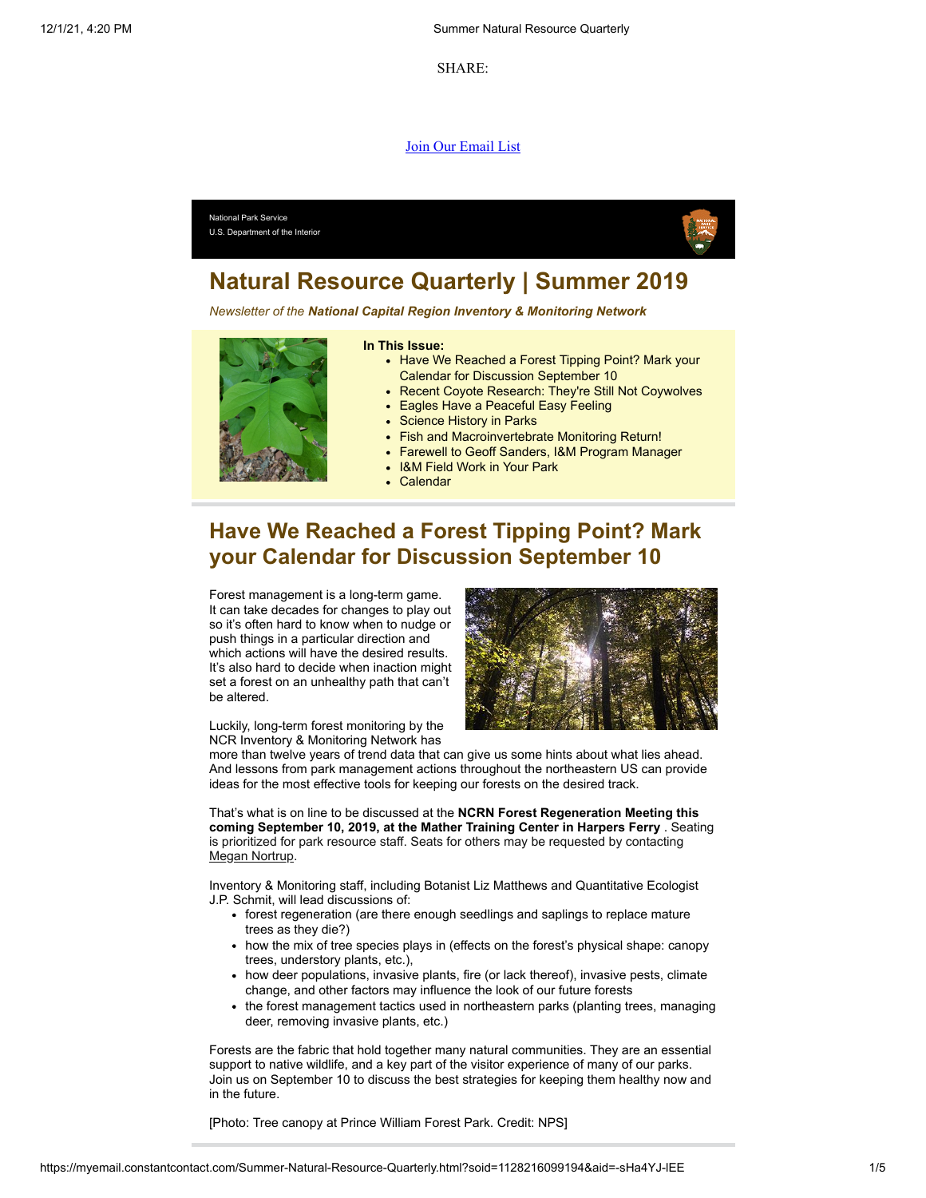SHARE:

Join Our Email List

National Park Service
U.S. Department of the Interior

# Natural Resource Quarterly | Summer 2019

*Newsletter of the **National Capital Region Inventory & Monitoring Network***

**In This Issue:**

- Have We Reached a Forest Tipping Point? Mark your Calendar for Discussion September 10
- Recent Coyote Research: They're Still Not Coywolves
- Eagles Have a Peaceful Easy Feeling
- Science History in Parks
- Fish and Macroinvertebrate Monitoring Return!
- Farewell to Geoff Sanders, I&M Program Manager
- I&M Field Work in Your Park
- Calendar

## Have We Reached a Forest Tipping Point? Mark your Calendar for Discussion September 10

Forest management is a long-term game. It can take decades for changes to play out so it's often hard to know when to nudge or push things in a particular direction and which actions will have the desired results. It's also hard to decide when inaction might set a forest on an unhealthy path that can't be altered.

Luckily, long-term forest monitoring by the NCR Inventory & Monitoring Network has more than twelve years of trend data that can give us some hints about what lies ahead. And lessons from park management actions throughout the northeastern US can provide ideas for the most effective tools for keeping our forests on the desired track.

That's what is on line to be discussed at the **NCRN Forest Regeneration Meeting this coming September 10, 2019, at the Mather Training Center in Harpers Ferry** . Seating is prioritized for park resource staff. Seats for others may be requested by contacting Megan Nortrup.

Inventory & Monitoring staff, including Botanist Liz Matthews and Quantitative Ecologist J.P. Schmit, will lead discussions of:

- forest regeneration (are there enough seedlings and saplings to replace mature trees as they die?)
- how the mix of tree species plays in (effects on the forest's physical shape: canopy trees, understory plants, etc.),
- how deer populations, invasive plants, fire (or lack thereof), invasive pests, climate change, and other factors may influence the look of our future forests
- the forest management tactics used in northeastern parks (planting trees, managing deer, removing invasive plants, etc.)

Forests are the fabric that hold together many natural communities. They are an essential support to native wildlife, and a key part of the visitor experience of many of our parks. Join us on September 10 to discuss the best strategies for keeping them healthy now and in the future.

[Photo: Tree canopy at Prince William Forest Park. Credit: NPS]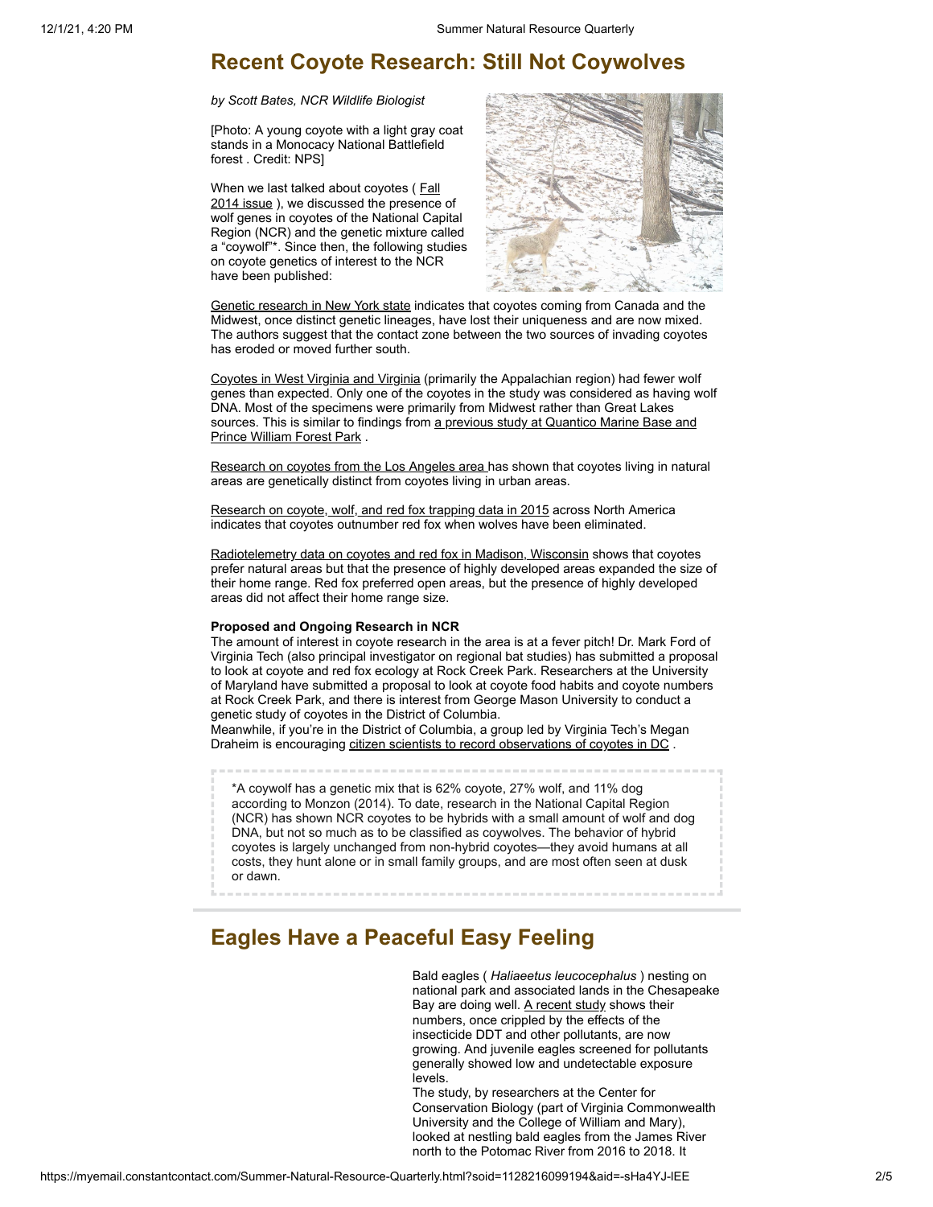# Recent Coyote Research: Still Not Coywolves

*by Scott Bates, NCR Wildlife Biologist*

[Photo: A young coyote with a light gray coat stands in a Monocacy National Battlefield forest . Credit: NPS]

When we last talked about coyotes ( Fall 2014 issue ), we discussed the presence of wolf genes in coyotes of the National Capital Region (NCR) and the genetic mixture called a "coywolf"*. Since then, the following studies on coyote genetics of interest to the NCR have been published:

Genetic research in New York state indicates that coyotes coming from Canada and the Midwest, once distinct genetic lineages, have lost their uniqueness and are now mixed. The authors suggest that the contact zone between the two sources of invading coyotes has eroded or moved further south.

Coyotes in West Virginia and Virginia (primarily the Appalachian region) had fewer wolf genes than expected. Only one of the coyotes in the study was considered as having wolf DNA. Most of the specimens were primarily from Midwest rather than Great Lakes sources. This is similar to findings from a previous study at Quantico Marine Base and Prince William Forest Park .

Research on coyotes from the Los Angeles area has shown that coyotes living in natural areas are genetically distinct from coyotes living in urban areas.

Research on coyote, wolf, and red fox trapping data in 2015 across North America indicates that coyotes outnumber red fox when wolves have been eliminated.

Radiotelemetry data on coyotes and red fox in Madison, Wisconsin shows that coyotes prefer natural areas but that the presence of highly developed areas expanded the size of their home range. Red fox preferred open areas, but the presence of highly developed areas did not affect their home range size.

**Proposed and Ongoing Research in NCR**

The amount of interest in coyote research in the area is at a fever pitch! Dr. Mark Ford of Virginia Tech (also principal investigator on regional bat studies) has submitted a proposal to look at coyote and red fox ecology at Rock Creek Park. Researchers at the University of Maryland have submitted a proposal to look at coyote food habits and coyote numbers at Rock Creek Park, and there is interest from George Mason University to conduct a genetic study of coyotes in the District of Columbia.

Meanwhile, if you're in the District of Columbia, a group led by Virginia Tech's Megan Draheim is encouraging citizen scientists to record observations of coyotes in DC .

> *A coywolf has a genetic mix that is 62% coyote, 27% wolf, and 11% dog according to Monzon (2014). To date, research in the National Capital Region (NCR) has shown NCR coyotes to be hybrids with a small amount of wolf and dog DNA, but not so much as to be classified as coywolves. The behavior of hybrid coyotes is largely unchanged from non-hybrid coyotes—they avoid humans at all costs, they hunt alone or in small family groups, and are most often seen at dusk or dawn.

# Eagles Have a Peaceful Easy Feeling

Bald eagles ( *Haliaeetus leucocephalus* ) nesting on national park and associated lands in the Chesapeake Bay are doing well. A recent study shows their numbers, once crippled by the effects of the insecticide DDT and other pollutants, are now growing. And juvenile eagles screened for pollutants generally showed low and undetectable exposure levels.

The study, by researchers at the Center for Conservation Biology (part of Virginia Commonwealth University and the College of William and Mary), looked at nestling bald eagles from the James River north to the Potomac River from 2016 to 2018. It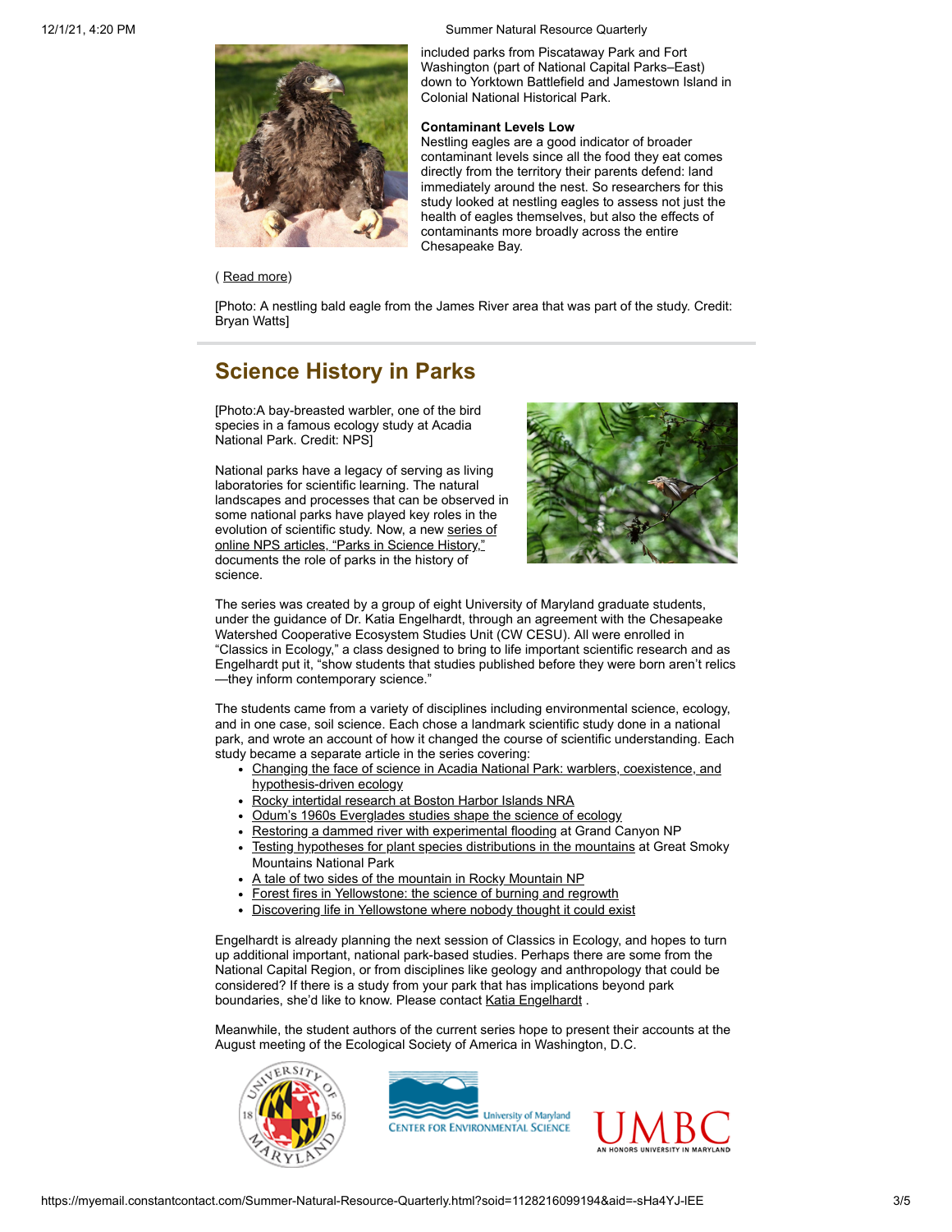included parks from Piscataway Park and Fort Washington (part of National Capital Parks–East) down to Yorktown Battlefield and Jamestown Island in Colonial National Historical Park.

**Contaminant Levels Low**

Nestling eagles are a good indicator of broader contaminant levels since all the food they eat comes directly from the territory their parents defend: land immediately around the nest. So researchers for this study looked at nestling eagles to assess not just the health of eagles themselves, but also the effects of contaminants more broadly across the entire Chesapeake Bay.

( Read more)

[Photo: A nestling bald eagle from the James River area that was part of the study. Credit: Bryan Watts]

## Science History in Parks

[Photo:A bay-breasted warbler, one of the bird species in a famous ecology study at Acadia National Park. Credit: NPS]

National parks have a legacy of serving as living laboratories for scientific learning. The natural landscapes and processes that can be observed in some national parks have played key roles in the evolution of scientific study. Now, a new series of online NPS articles, "Parks in Science History," documents the role of parks in the history of science.

The series was created by a group of eight University of Maryland graduate students, under the guidance of Dr. Katia Engelhardt, through an agreement with the Chesapeake Watershed Cooperative Ecosystem Studies Unit (CW CESU). All were enrolled in "Classics in Ecology," a class designed to bring to life important scientific research and as Engelhardt put it, "show students that studies published before they were born aren't relics—they inform contemporary science."

The students came from a variety of disciplines including environmental science, ecology, and in one case, soil science. Each chose a landmark scientific study done in a national park, and wrote an account of how it changed the course of scientific understanding. Each study became a separate article in the series covering:

- Changing the face of science in Acadia National Park: warblers, coexistence, and hypothesis-driven ecology
- Rocky intertidal research at Boston Harbor Islands NRA
- Odum's 1960s Everglades studies shape the science of ecology
- Restoring a dammed river with experimental flooding at Grand Canyon NP
- Testing hypotheses for plant species distributions in the mountains at Great Smoky Mountains National Park
- A tale of two sides of the mountain in Rocky Mountain NP
- Forest fires in Yellowstone: the science of burning and regrowth
- Discovering life in Yellowstone where nobody thought it could exist

Engelhardt is already planning the next session of Classics in Ecology, and hopes to turn up additional important, national park-based studies. Perhaps there are some from the National Capital Region, or from disciplines like geology and anthropology that could be considered? If there is a study from your park that has implications beyond park boundaries, she'd like to know. Please contact Katia Engelhardt .

Meanwhile, the student authors of the current series hope to present their accounts at the August meeting of the Ecological Society of America in Washington, D.C.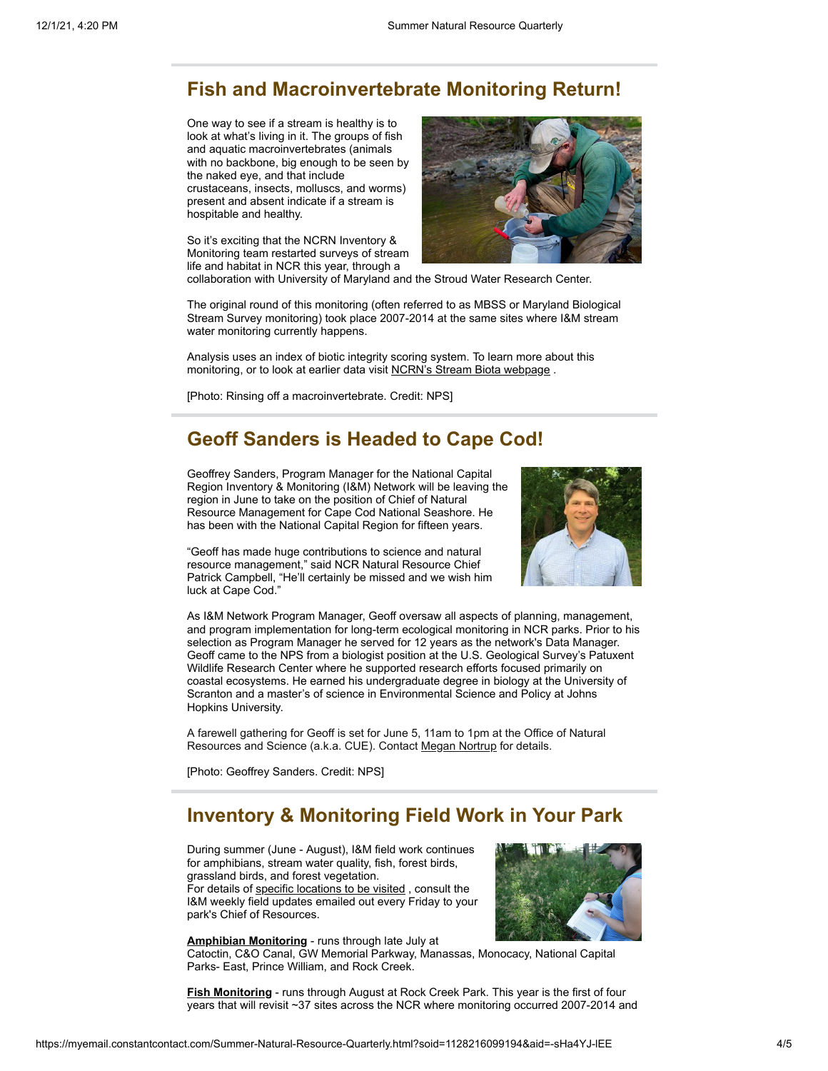## Fish and Macroinvertebrate Monitoring Return!

One way to see if a stream is healthy is to look at what's living in it. The groups of fish and aquatic macroinvertebrates (animals with no backbone, big enough to be seen by the naked eye, and that include crustaceans, insects, molluscs, and worms) present and absent indicate if a stream is hospitable and healthy.

So it's exciting that the NCRN Inventory & Monitoring team restarted surveys of stream life and habitat in NCR this year, through a collaboration with University of Maryland and the Stroud Water Research Center.

The original round of this monitoring (often referred to as MBSS or Maryland Biological Stream Survey monitoring) took place 2007-2014 at the same sites where I&M stream water monitoring currently happens.

Analysis uses an index of biotic integrity scoring system. To learn more about this monitoring, or to look at earlier data visit NCRN's Stream Biota webpage .

[Photo: Rinsing off a macroinvertebrate. Credit: NPS]

## Geoff Sanders is Headed to Cape Cod!

Geoffrey Sanders, Program Manager for the National Capital Region Inventory & Monitoring (I&M) Network will be leaving the region in June to take on the position of Chief of Natural Resource Management for Cape Cod National Seashore. He has been with the National Capital Region for fifteen years.

"Geoff has made huge contributions to science and natural resource management," said NCR Natural Resource Chief Patrick Campbell, "He'll certainly be missed and we wish him luck at Cape Cod."

As I&M Network Program Manager, Geoff oversaw all aspects of planning, management, and program implementation for long-term ecological monitoring in NCR parks. Prior to his selection as Program Manager he served for 12 years as the network's Data Manager. Geoff came to the NPS from a biologist position at the U.S. Geological Survey's Patuxent Wildlife Research Center where he supported research efforts focused primarily on coastal ecosystems. He earned his undergraduate degree in biology at the University of Scranton and a master's of science in Environmental Science and Policy at Johns Hopkins University.

A farewell gathering for Geoff is set for June 5, 11am to 1pm at the Office of Natural Resources and Science (a.k.a. CUE). Contact Megan Nortrup for details.

[Photo: Geoffrey Sanders. Credit: NPS]

## Inventory & Monitoring Field Work in Your Park

During summer (June - August), I&M field work continues for amphibians, stream water quality, fish, forest birds, grassland birds, and forest vegetation.
For details of specific locations to be visited , consult the I&M weekly field updates emailed out every Friday to your park's Chief of Resources.

**Amphibian Monitoring** - runs through late July at Catoctin, C&O Canal, GW Memorial Parkway, Manassas, Monocacy, National Capital Parks- East, Prince William, and Rock Creek.

**Fish Monitoring** - runs through August at Rock Creek Park. This year is the first of four years that will revisit ~37 sites across the NCR where monitoring occurred 2007-2014 and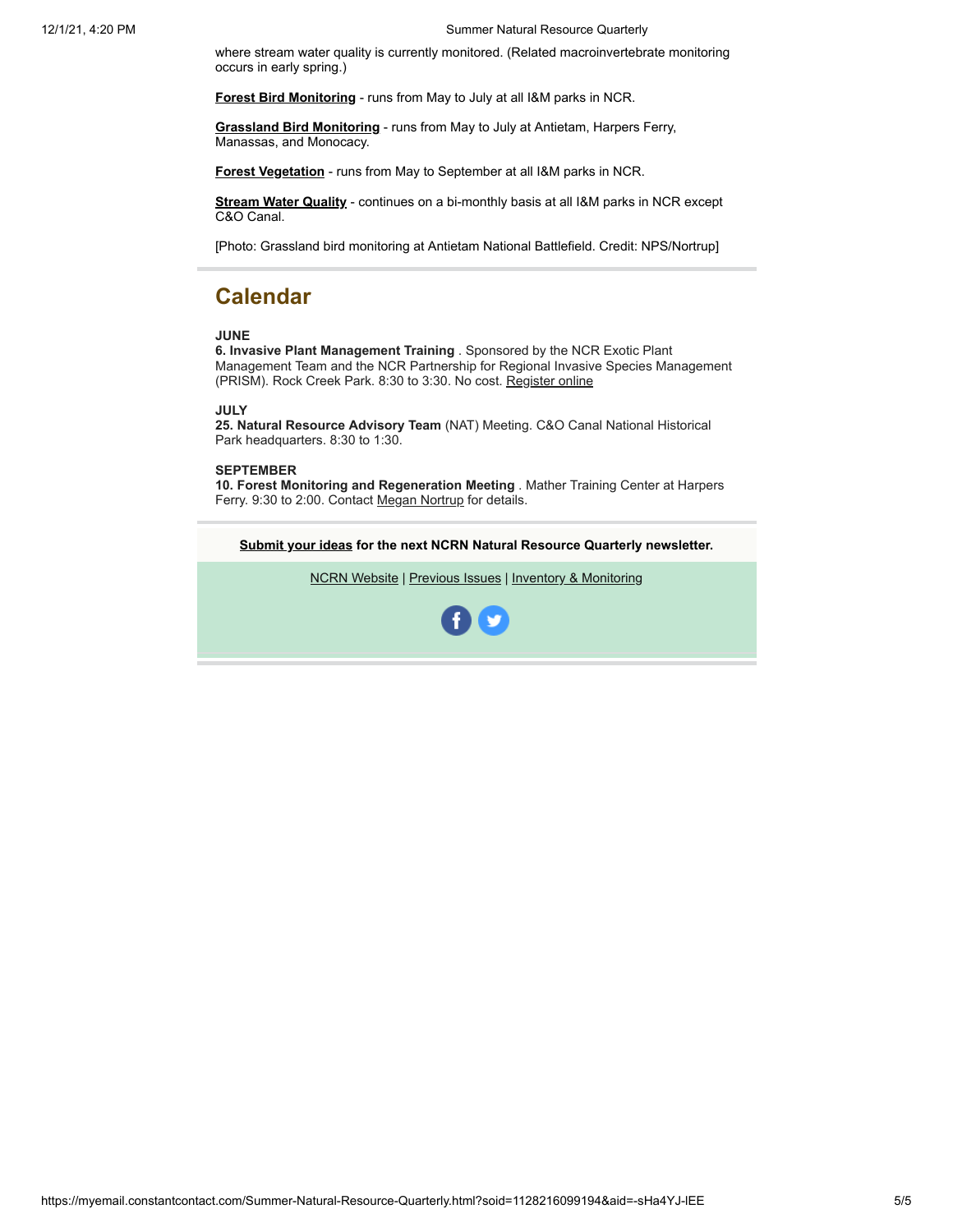where stream water quality is currently monitored. (Related macroinvertebrate monitoring occurs in early spring.)

**Forest Bird Monitoring** - runs from May to July at all I&M parks in NCR.

**Grassland Bird Monitoring** - runs from May to July at Antietam, Harpers Ferry, Manassas, and Monocacy.

**Forest Vegetation** - runs from May to September at all I&M parks in NCR.

**Stream Water Quality** - continues on a bi-monthly basis at all I&M parks in NCR except C&O Canal.

[Photo: Grassland bird monitoring at Antietam National Battlefield. Credit: NPS/Nortrup]

## Calendar

**JUNE**
**6. Invasive Plant Management Training** . Sponsored by the NCR Exotic Plant Management Team and the NCR Partnership for Regional Invasive Species Management (PRISM). Rock Creek Park. 8:30 to 3:30. No cost. Register online

**JULY**
**25. Natural Resource Advisory Team** (NAT) Meeting. C&O Canal National Historical Park headquarters. 8:30 to 1:30.

**SEPTEMBER**
**10. Forest Monitoring and Regeneration Meeting** . Mather Training Center at Harpers Ferry. 9:30 to 2:00. Contact Megan Nortrup for details.

**Submit your ideas for the next NCRN Natural Resource Quarterly newsletter.**

NCRN Website | Previous Issues | Inventory & Monitoring